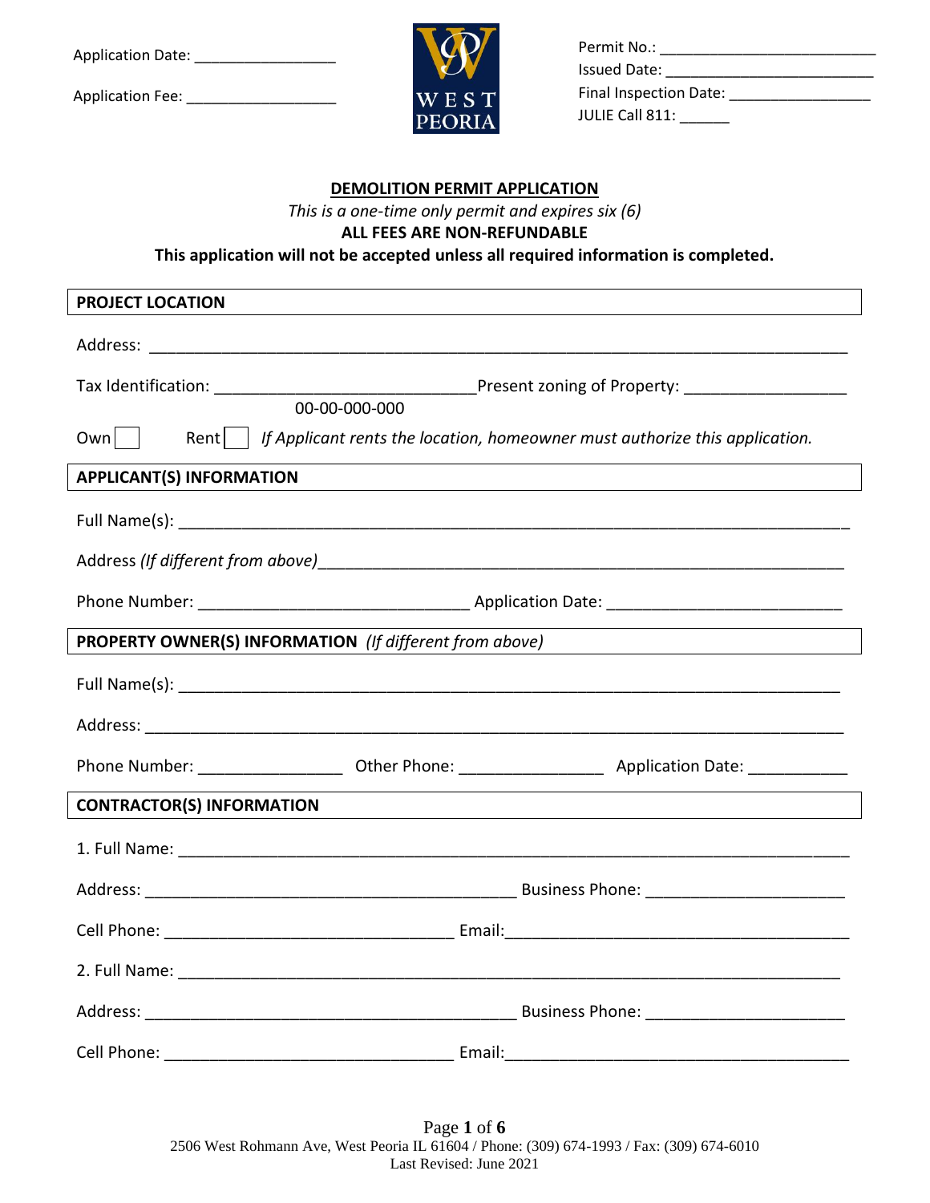Application Date: ________________

Application Fee: _________________

WEST PEORIA

Permit No.: _________________________
Issued Date: _________________________
Final Inspection Date: _________________
JULIE Call 811: ______

## DEMOLITION PERMIT APPLICATION

*This is a one-time only permit and expires six (6)*

**ALL FEES ARE NON-REFUNDABLE**

**This application will not be accepted unless all required information is completed.**

### PROJECT LOCATION

Address: ______________________________________________________________________

Tax Identification: ____________________________ Present zoning of Property: __________________
00-00-000-000

Own [ ] Rent [ ] *If Applicant rents the location, homeowner must authorize this application.*

### APPLICANT(S) INFORMATION

Full Name(s): ___________________________________________________________________

Address *(If different from above)*_______________________________________________________

Phone Number: ______________________________ Application Date: _________________________

### PROPERTY OWNER(S) INFORMATION *(If different from above)*

Full Name(s): ___________________________________________________________________

Address: ______________________________________________________________________

Phone Number: ________________ Other Phone: ________________ Application Date: ___________

### CONTRACTOR(S) INFORMATION

1. Full Name: ___________________________________________________________________

Address: __________________________________________ Business Phone: ______________________

Cell Phone: ________________________________ Email:_______________________________________

2. Full Name: ___________________________________________________________________

Address: __________________________________________ Business Phone: ______________________

Cell Phone: ________________________________ Email:_______________________________________

2506 West Rohmann Ave, West Peoria IL 61604 / Phone: (309) 674-1993 / Fax: (309) 674-6010
Last Revised: June 2021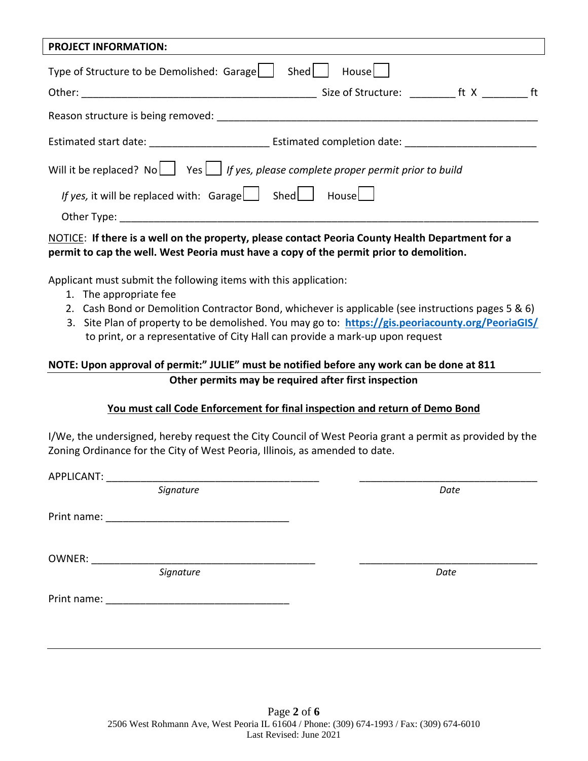**PROJECT INFORMATION:**

Type of Structure to be Demolished: Garage ☐ Shed ☐ House ☐

Other: ________________________________________ Size of Structure: ________ ft X ________ ft

Reason structure is being removed: ____________________________________________________________

Estimated start date: _____________________ Estimated completion date: ______________________

Will it be replaced? No ☐ Yes ☐ *If yes, please complete proper permit prior to build*

*If yes,* it will be replaced with: Garage ☐ Shed ☐ House ☐

Other Type: ____________________________________________________________________________

<u>NOTICE</u>: **If there is a well on the property, please contact Peoria County Health Department for a permit to cap the well. West Peoria must have a copy of the permit prior to demolition.**

Applicant must submit the following items with this application:

1. The appropriate fee
2. Cash Bond or Demolition Contractor Bond, whichever is applicable (see instructions pages 5 & 6)
3. Site Plan of property to be demolished. You may go to: **https://gis.peoriacounty.org/PeoriaGIS/** to print, or a representative of City Hall can provide a mark-up upon request

**NOTE: Upon approval of permit:" JULIE" must be notified before any work can be done at 811**

**Other permits may be required after first inspection**

**<u>You must call Code Enforcement for final inspection and return of Demo Bond</u>**

I/We, the undersigned, hereby request the City Council of West Peoria grant a permit as provided by the Zoning Ordinance for the City of West Peoria, Illinois, as amended to date.

APPLICANT: ______________________________________ ________________________________

*Signature* *Date*

Print name: ________________________________

OWNER: _________________________________________ ________________________________

*Signature* *Date*

Print name: ________________________________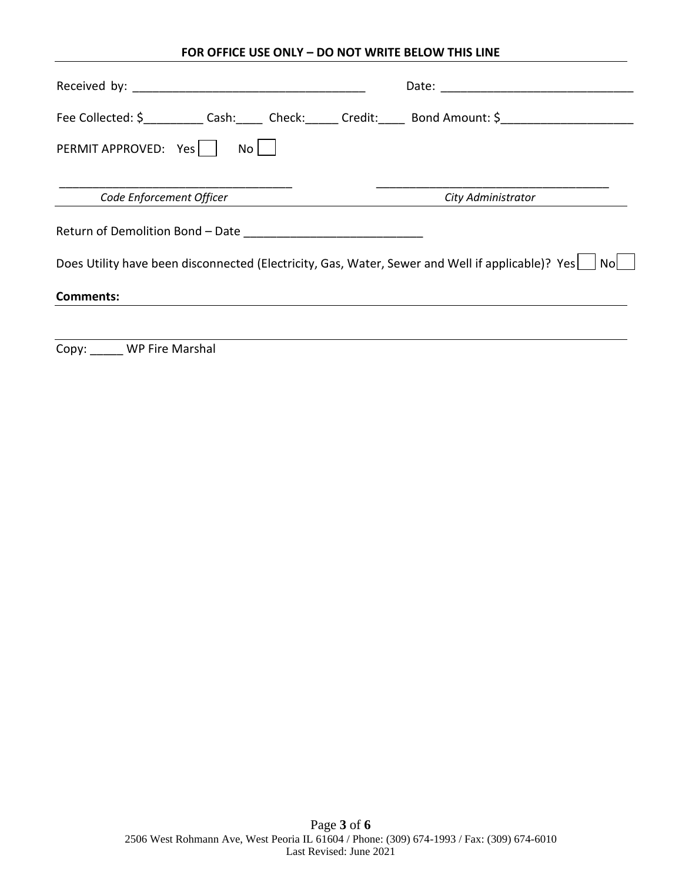**FOR OFFICE USE ONLY – DO NOT WRITE BELOW THIS LINE**

Received by: ___________________________________ Date: _____________________________

Fee Collected: $_________ Cash:____ Check:_____ Credit:____ Bond Amount: $____________________

PERMIT APPROVED: Yes [ ] No [ ]

___________________________________ ___________________________________

*Code Enforcement Officer* *City Administrator*

Return of Demolition Bond – Date ___________________________

Does Utility have been disconnected (Electricity, Gas, Water, Sewer and Well if applicable)? Yes [ ] No [ ]

**Comments:**

Copy: _____ WP Fire Marshal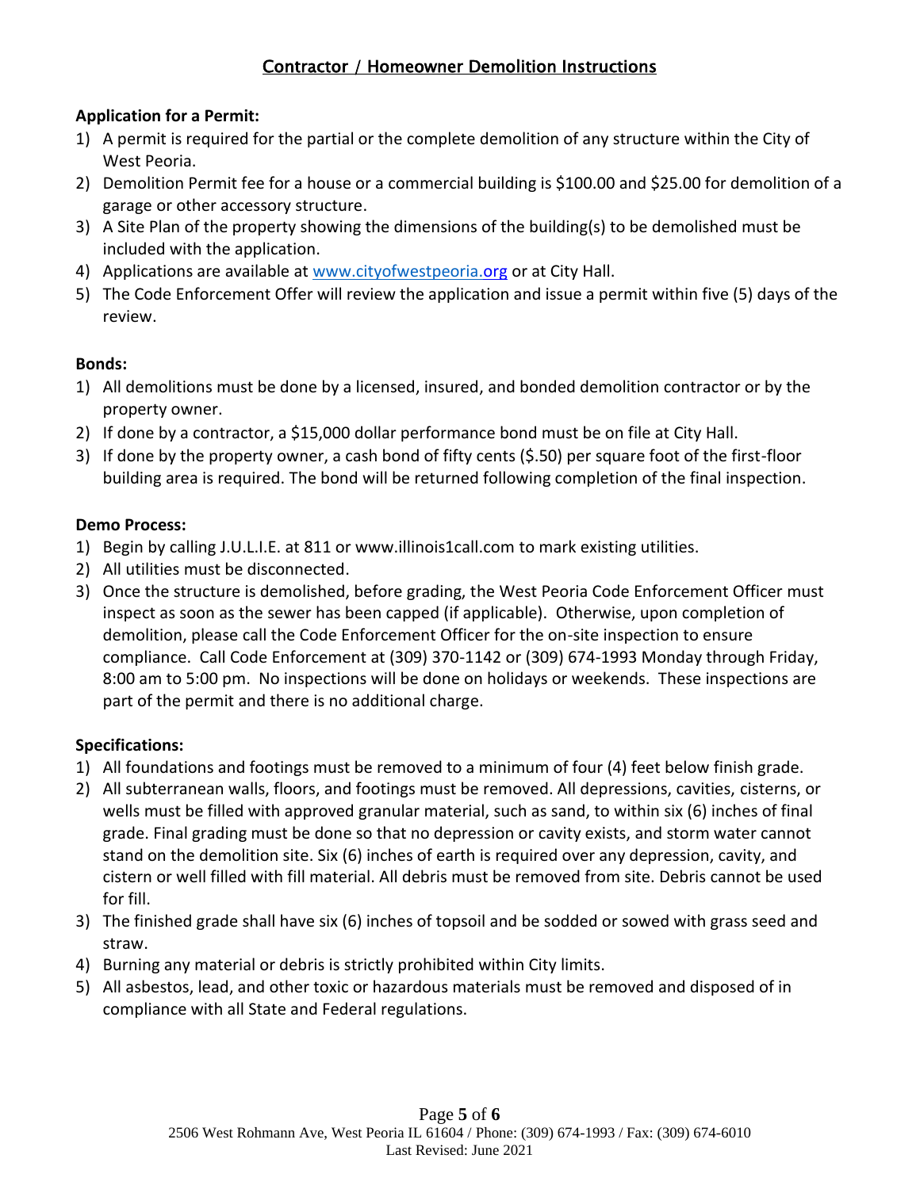# Contractor / Homeowner Demolition Instructions

**Application for a Permit:**

1) A permit is required for the partial or the complete demolition of any structure within the City of West Peoria.
2) Demolition Permit fee for a house or a commercial building is $100.00 and $25.00 for demolition of a garage or other accessory structure.
3) A Site Plan of the property showing the dimensions of the building(s) to be demolished must be included with the application.
4) Applications are available at www.cityofwestpeoria.org or at City Hall.
5) The Code Enforcement Offer will review the application and issue a permit within five (5) days of the review.

**Bonds:**

1) All demolitions must be done by a licensed, insured, and bonded demolition contractor or by the property owner.
2) If done by a contractor, a $15,000 dollar performance bond must be on file at City Hall.
3) If done by the property owner, a cash bond of fifty cents ($.50) per square foot of the first-floor building area is required. The bond will be returned following completion of the final inspection.

**Demo Process:**

1) Begin by calling J.U.L.I.E. at 811 or www.illinois1call.com to mark existing utilities.
2) All utilities must be disconnected.
3) Once the structure is demolished, before grading, the West Peoria Code Enforcement Officer must inspect as soon as the sewer has been capped (if applicable). Otherwise, upon completion of demolition, please call the Code Enforcement Officer for the on-site inspection to ensure compliance. Call Code Enforcement at (309) 370-1142 or (309) 674-1993 Monday through Friday, 8:00 am to 5:00 pm. No inspections will be done on holidays or weekends. These inspections are part of the permit and there is no additional charge.

**Specifications:**

1) All foundations and footings must be removed to a minimum of four (4) feet below finish grade.
2) All subterranean walls, floors, and footings must be removed. All depressions, cavities, cisterns, or wells must be filled with approved granular material, such as sand, to within six (6) inches of final grade. Final grading must be done so that no depression or cavity exists, and storm water cannot stand on the demolition site. Six (6) inches of earth is required over any depression, cavity, and cistern or well filled with fill material. All debris must be removed from site. Debris cannot be used for fill.
3) The finished grade shall have six (6) inches of topsoil and be sodded or sowed with grass seed and straw.
4) Burning any material or debris is strictly prohibited within City limits.
5) All asbestos, lead, and other toxic or hazardous materials must be removed and disposed of in compliance with all State and Federal regulations.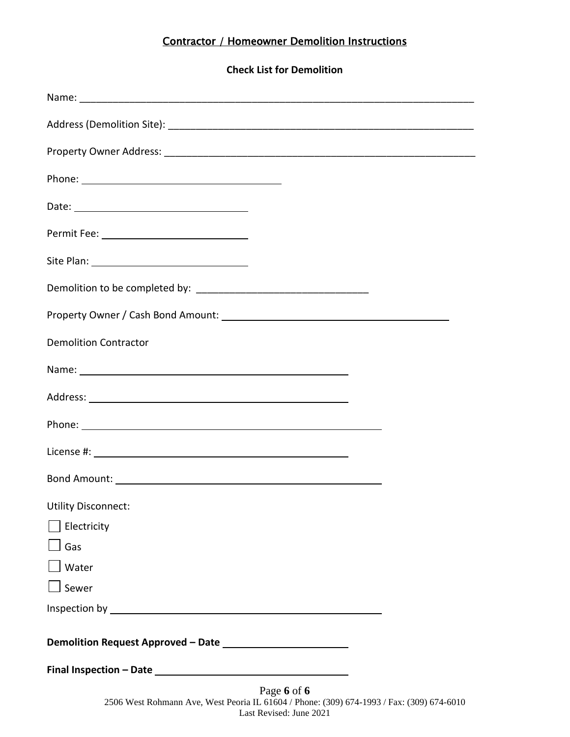## Contractor / Homeowner Demolition Instructions

**Check List for Demolition**

Name: ___________________________________________________________________________

Address (Demolition Site): ___________________________________________________________

Property Owner Address: ____________________________________________________________

Phone: ____________________________________

Date: ______________________________

Permit Fee: _________________________

Site Plan: ___________________________

Demolition to be completed by: _______________________________

Property Owner / Cash Bond Amount: ________________________________________

Demolition Contractor

Name: ______________________________________________

Address: ____________________________________________

Phone: ______________________________________________________

License #: __________________________________________

Bond Amount: _______________________________________________

Utility Disconnect:

- ☐ Electricity
- ☐ Gas
- ☐ Water
- ☐ Sewer

Inspection by ______________________________________________

**Demolition Request Approved – Date** ______________________

**Final Inspection – Date** ___________________________________

2506 West Rohmann Ave, West Peoria IL 61604 / Phone: (309) 674-1993 / Fax: (309) 674-6010
Last Revised: June 2021